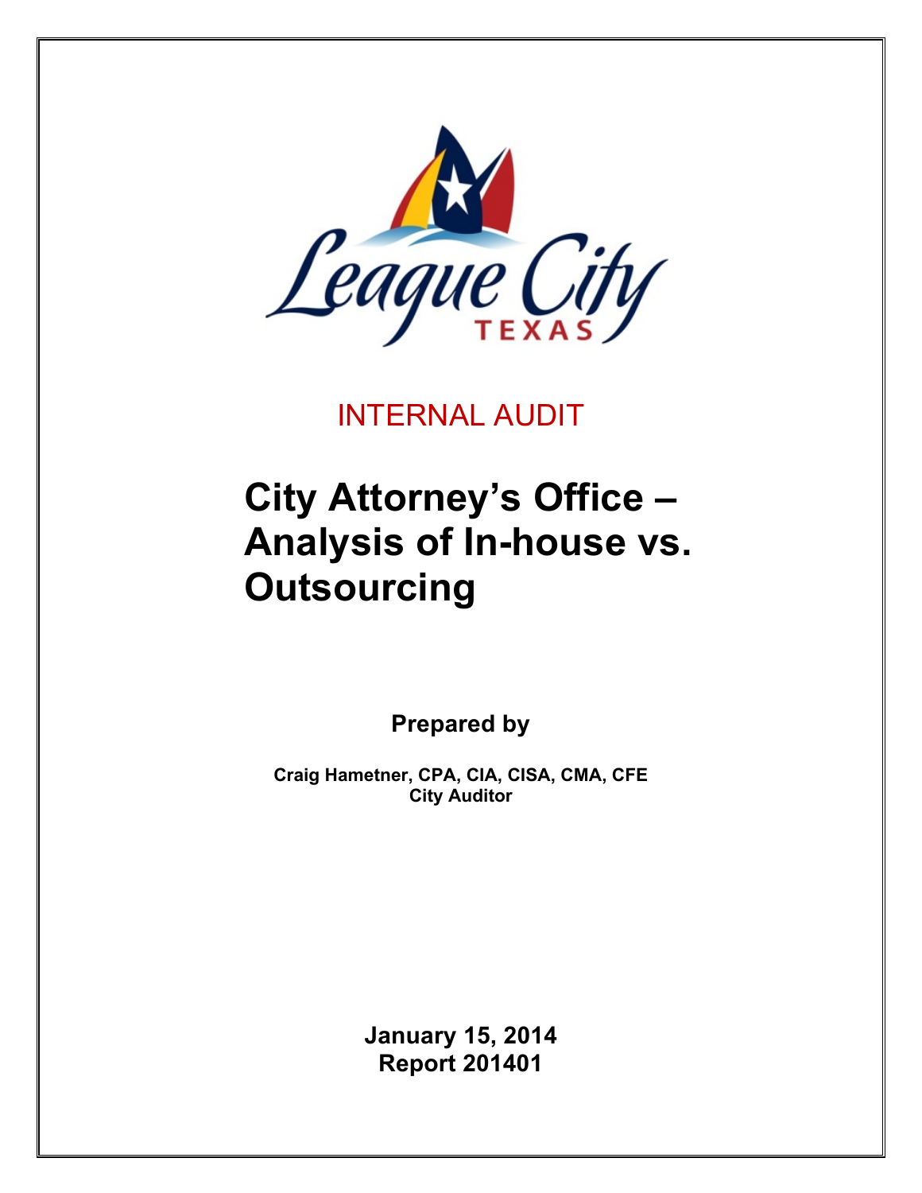League City TEXAS

INTERNAL AUDIT

# City Attorney's Office – Analysis of In-house vs. Outsourcing

**Prepared by**

**Craig Hametner, CPA, CIA, CISA, CMA, CFE**
**City Auditor**

**January 15, 2014**
**Report 201401**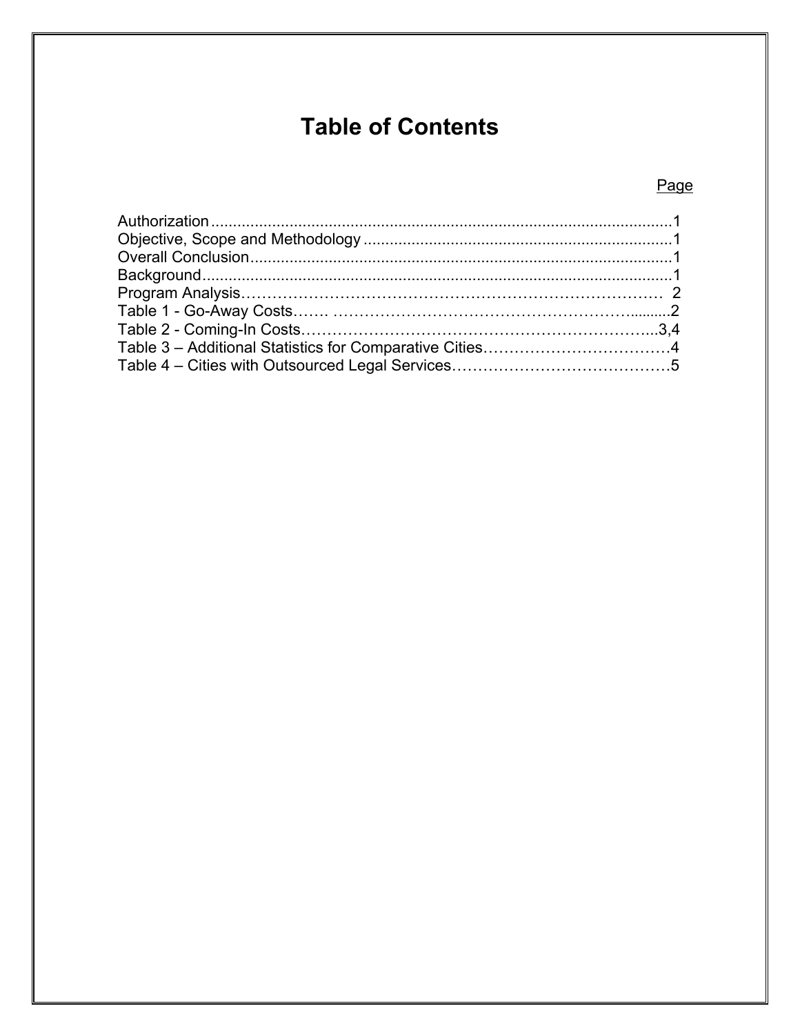# Table of Contents

| | Page |
|---|---|
| Authorization | 1 |
| Objective, Scope and Methodology | 1 |
| Overall Conclusion | 1 |
| Background | 1 |
| Program Analysis | 2 |
| Table 1 - Go-Away Costs | 2 |
| Table 2 - Coming-In Costs | 3,4 |
| Table 3 – Additional Statistics for Comparative Cities | 4 |
| Table 4 – Cities with Outsourced Legal Services | 5 |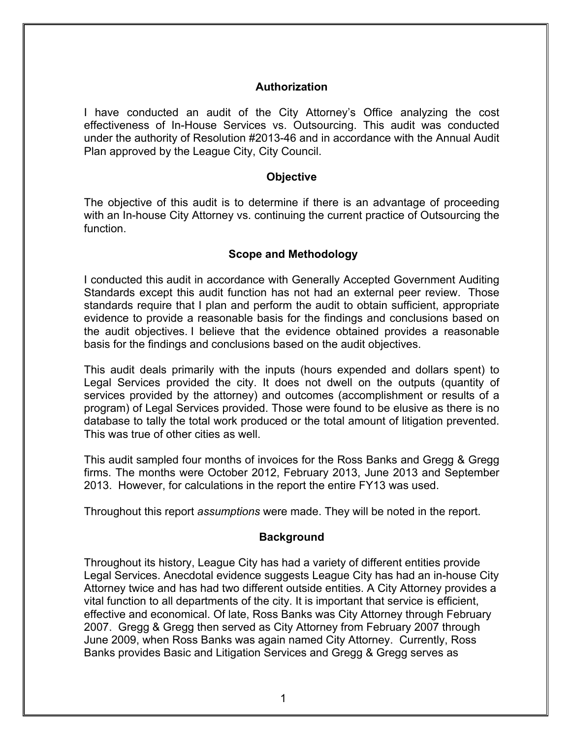## Authorization

I have conducted an audit of the City Attorney's Office analyzing the cost effectiveness of In-House Services vs. Outsourcing. This audit was conducted under the authority of Resolution #2013-46 and in accordance with the Annual Audit Plan approved by the League City, City Council.

## Objective

The objective of this audit is to determine if there is an advantage of proceeding with an In-house City Attorney vs. continuing the current practice of Outsourcing the function.

## Scope and Methodology

I conducted this audit in accordance with Generally Accepted Government Auditing Standards except this audit function has not had an external peer review. Those standards require that I plan and perform the audit to obtain sufficient, appropriate evidence to provide a reasonable basis for the findings and conclusions based on the audit objectives. I believe that the evidence obtained provides a reasonable basis for the findings and conclusions based on the audit objectives.

This audit deals primarily with the inputs (hours expended and dollars spent) to Legal Services provided the city. It does not dwell on the outputs (quantity of services provided by the attorney) and outcomes (accomplishment or results of a program) of Legal Services provided. Those were found to be elusive as there is no database to tally the total work produced or the total amount of litigation prevented. This was true of other cities as well.

This audit sampled four months of invoices for the Ross Banks and Gregg & Gregg firms. The months were October 2012, February 2013, June 2013 and September 2013. However, for calculations in the report the entire FY13 was used.

Throughout this report *assumptions* were made. They will be noted in the report.

## Background

Throughout its history, League City has had a variety of different entities provide Legal Services. Anecdotal evidence suggests League City has had an in-house City Attorney twice and has had two different outside entities. A City Attorney provides a vital function to all departments of the city. It is important that service is efficient, effective and economical. Of late, Ross Banks was City Attorney through February 2007. Gregg & Gregg then served as City Attorney from February 2007 through June 2009, when Ross Banks was again named City Attorney. Currently, Ross Banks provides Basic and Litigation Services and Gregg & Gregg serves as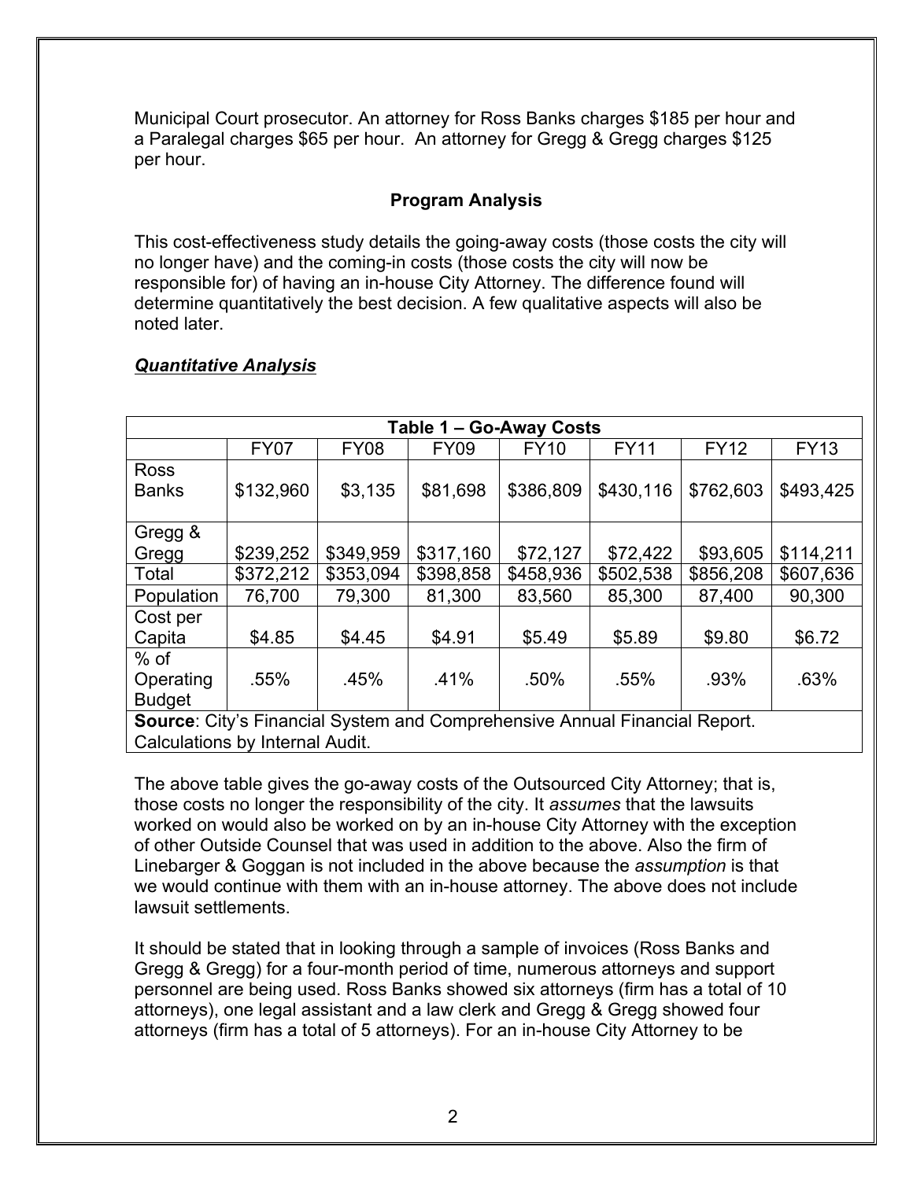Municipal Court prosecutor. An attorney for Ross Banks charges $185 per hour and a Paralegal charges $65 per hour. An attorney for Gregg & Gregg charges $125 per hour.

### Program Analysis

This cost-effectiveness study details the going-away costs (those costs the city will no longer have) and the coming-in costs (those costs the city will now be responsible for) of having an in-house City Attorney. The difference found will determine quantitatively the best decision. A few qualitative aspects will also be noted later.

***Quantitative Analysis***

| **Table 1 – Go-Away Costs** | | | | | | | |
|---|---|---|---|---|---|---|---|
| | FY07 | FY08 | FY09 | FY10 | FY11 | FY12 | FY13 |
| Ross Banks | $132,960 | $3,135 | $81,698 | $386,809 | $430,116 | $762,603 | $493,425 |
| Gregg & Gregg | $239,252 | $349,959 | $317,160 | $72,127 | $72,422 | $93,605 | $114,211 |
| Total | $372,212 | $353,094 | $398,858 | $458,936 | $502,538 | $856,208 | $607,636 |
| Population | 76,700 | 79,300 | 81,300 | 83,560 | 85,300 | 87,400 | 90,300 |
| Cost per Capita | $4.85 | $4.45 | $4.91 | $5.49 | $5.89 | $9.80 | $6.72 |
| % of Operating Budget | .55% | .45% | .41% | .50% | .55% | .93% | .63% |
| **Source**: City's Financial System and Comprehensive Annual Financial Report. Calculations by Internal Audit. | | | | | | | |

The above table gives the go-away costs of the Outsourced City Attorney; that is, those costs no longer the responsibility of the city. It *assumes* that the lawsuits worked on would also be worked on by an in-house City Attorney with the exception of other Outside Counsel that was used in addition to the above. Also the firm of Linebarger & Goggan is not included in the above because the *assumption* is that we would continue with them with an in-house attorney. The above does not include lawsuit settlements.

It should be stated that in looking through a sample of invoices (Ross Banks and Gregg & Gregg) for a four-month period of time, numerous attorneys and support personnel are being used. Ross Banks showed six attorneys (firm has a total of 10 attorneys), one legal assistant and a law clerk and Gregg & Gregg showed four attorneys (firm has a total of 5 attorneys). For an in-house City Attorney to be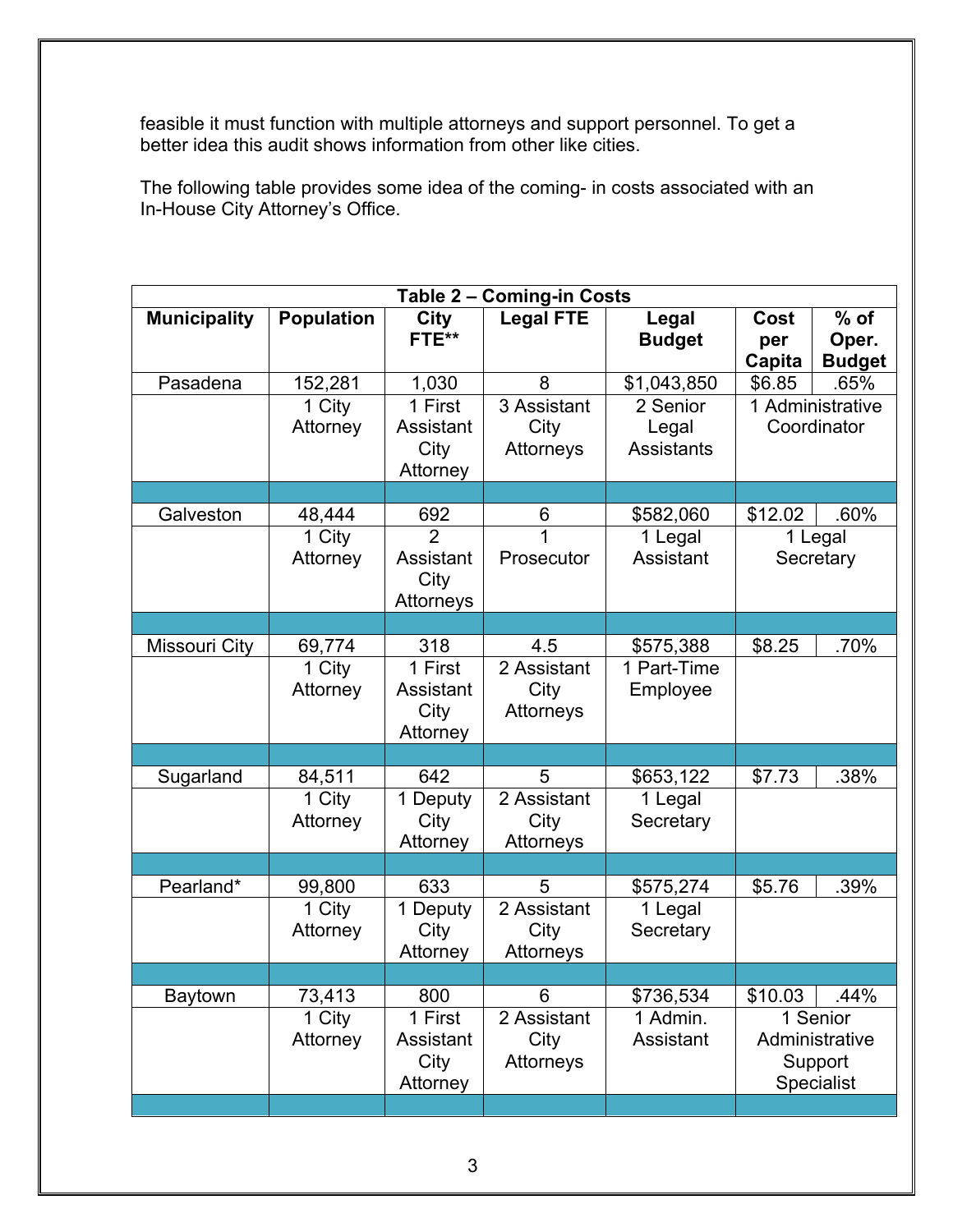feasible it must function with multiple attorneys and support personnel. To get a better idea this audit shows information from other like cities.

The following table provides some idea of the coming- in costs associated with an In-House City Attorney's Office.

| Table 2 – Coming-in Costs | | | | | | |
|---|---|---|---|---|---|---|
| **Municipality** | **Population** | **City FTE**** | **Legal FTE** | **Legal Budget** | **Cost per Capita** | **% of Oper. Budget** |
| Pasadena | 152,281 | 1,030 | 8 | $1,043,850 | $6.85 | .65% |
| | 1 City Attorney | 1 First Assistant City Attorney | 3 Assistant City Attorneys | 2 Senior Legal Assistants | 1 Administrative Coordinator | |
| | | | | | | |
| Galveston | 48,444 | 692 | 6 | $582,060 | $12.02 | .60% |
| | 1 City Attorney | 2 Assistant City Attorneys | 1 Prosecutor | 1 Legal Assistant | 1 Legal Secretary | |
| | | | | | | |
| Missouri City | 69,774 | 318 | 4.5 | $575,388 | $8.25 | .70% |
| | 1 City Attorney | 1 First Assistant City Attorney | 2 Assistant City Attorneys | 1 Part-Time Employee | | |
| | | | | | | |
| Sugarland | 84,511 | 642 | 5 | $653,122 | $7.73 | .38% |
| | 1 City Attorney | 1 Deputy City Attorney | 2 Assistant City Attorneys | 1 Legal Secretary | | |
| | | | | | | |
| Pearland* | 99,800 | 633 | 5 | $575,274 | $5.76 | .39% |
| | 1 City Attorney | 1 Deputy City Attorney | 2 Assistant City Attorneys | 1 Legal Secretary | | |
| | | | | | | |
| Baytown | 73,413 | 800 | 6 | $736,534 | $10.03 | .44% |
| | 1 City Attorney | 1 First Assistant City Attorney | 2 Assistant City Attorneys | 1 Admin. Assistant | 1 Senior Administrative Support Specialist | |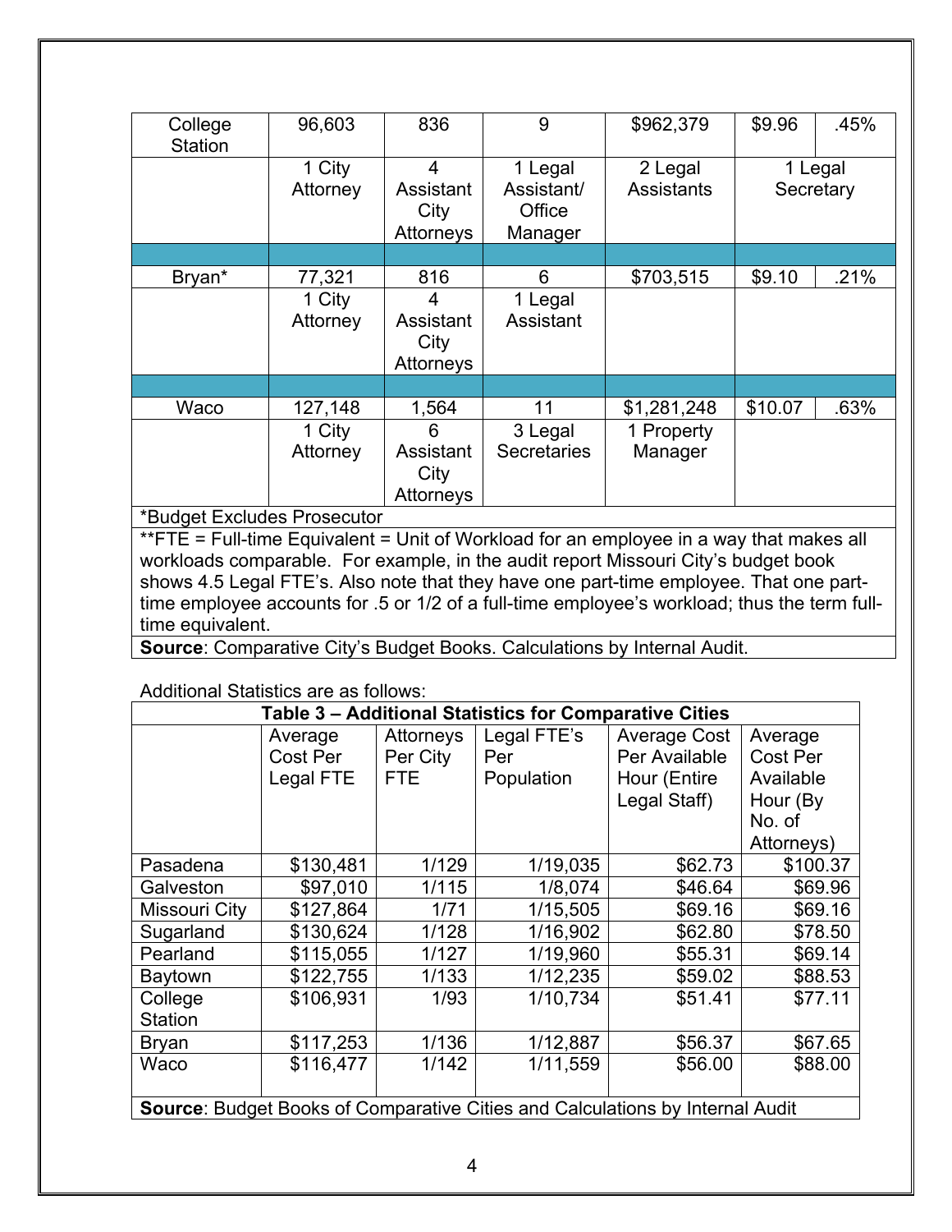| | | | | | | |
|---|---|---|---|---|---|---|
| College Station | 96,603 | 836 | 9 | $962,379 | $9.96 | .45% |
| | 1 City Attorney | 4 Assistant City Attorneys | 1 Legal Assistant/ Office Manager | 2 Legal Assistants | 1 Legal Secretary | |
| | | | | | | |
| Bryan* | 77,321 | 816 | 6 | $703,515 | $9.10 | .21% |
| | 1 City Attorney | 4 Assistant City Attorneys | 1 Legal Assistant | | | |
| | | | | | | |
| Waco | 127,148 | 1,564 | 11 | $1,281,248 | $10.07 | .63% |
| | 1 City Attorney | 6 Assistant City Attorneys | 3 Legal Secretaries | 1 Property Manager | | |
| *Budget Excludes Prosecutor | | | | | | |
| **FTE = Full-time Equivalent = Unit of Workload for an employee in a way that makes all workloads comparable. For example, in the audit report Missouri City's budget book shows 4.5 Legal FTE's. Also note that they have one part-time employee. That one part-time employee accounts for .5 or 1/2 of a full-time employee's workload; thus the term full-time equivalent. | | | | | | |
| **Source**: Comparative City's Budget Books. Calculations by Internal Audit. | | | | | | |

Additional Statistics are as follows:

**Table 3 – Additional Statistics for Comparative Cities**

| | Average Cost Per Legal FTE | Attorneys Per City FTE | Legal FTE's Per Population | Average Cost Per Available Hour (Entire Legal Staff) | Average Cost Per Available Hour (By No. of Attorneys) |
|---|---|---|---|---|---|
| Pasadena | $130,481 | 1/129 | 1/19,035 | $62.73 | $100.37 |
| Galveston | $97,010 | 1/115 | 1/8,074 | $46.64 | $69.96 |
| Missouri City | $127,864 | 1/71 | 1/15,505 | $69.16 | $69.16 |
| Sugarland | $130,624 | 1/128 | 1/16,902 | $62.80 | $78.50 |
| Pearland | $115,055 | 1/127 | 1/19,960 | $55.31 | $69.14 |
| Baytown | $122,755 | 1/133 | 1/12,235 | $59.02 | $88.53 |
| College Station | $106,931 | 1/93 | 1/10,734 | $51.41 | $77.11 |
| Bryan | $117,253 | 1/136 | 1/12,887 | $56.37 | $67.65 |
| Waco | $116,477 | 1/142 | 1/11,559 | $56.00 | $88.00 |

**Source**: Budget Books of Comparative Cities and Calculations by Internal Audit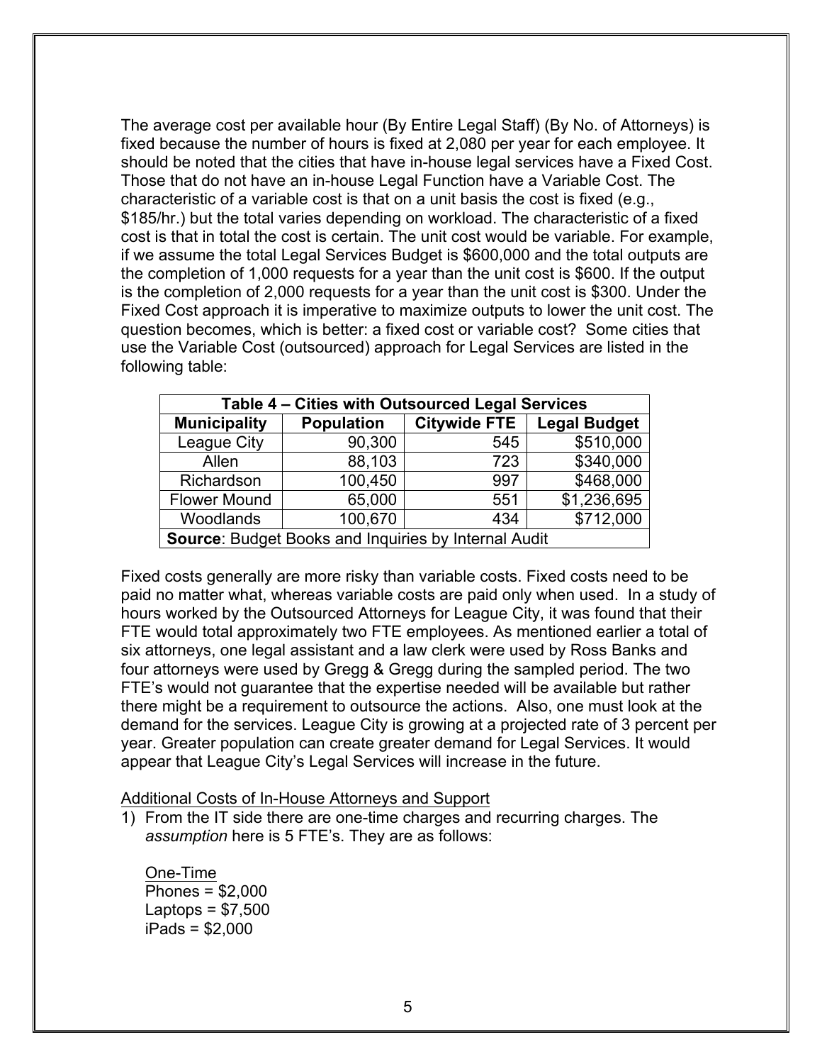The average cost per available hour (By Entire Legal Staff) (By No. of Attorneys) is fixed because the number of hours is fixed at 2,080 per year for each employee. It should be noted that the cities that have in-house legal services have a Fixed Cost. Those that do not have an in-house Legal Function have a Variable Cost. The characteristic of a variable cost is that on a unit basis the cost is fixed (e.g., $185/hr.) but the total varies depending on workload. The characteristic of a fixed cost is that in total the cost is certain. The unit cost would be variable. For example, if we assume the total Legal Services Budget is $600,000 and the total outputs are the completion of 1,000 requests for a year than the unit cost is $600. If the output is the completion of 2,000 requests for a year than the unit cost is $300. Under the Fixed Cost approach it is imperative to maximize outputs to lower the unit cost. The question becomes, which is better: a fixed cost or variable cost? Some cities that use the Variable Cost (outsourced) approach for Legal Services are listed in the following table:

| **Table 4 – Cities with Outsourced Legal Services** | | | |
|---|---|---|---|
| **Municipality** | **Population** | **Citywide FTE** | **Legal Budget** |
| League City | 90,300 | 545 | $510,000 |
| Allen | 88,103 | 723 | $340,000 |
| Richardson | 100,450 | 997 | $468,000 |
| Flower Mound | 65,000 | 551 | $1,236,695 |
| Woodlands | 100,670 | 434 | $712,000 |
| **Source**: Budget Books and Inquiries by Internal Audit | | | |

Fixed costs generally are more risky than variable costs. Fixed costs need to be paid no matter what, whereas variable costs are paid only when used. In a study of hours worked by the Outsourced Attorneys for League City, it was found that their FTE would total approximately two FTE employees. As mentioned earlier a total of six attorneys, one legal assistant and a law clerk were used by Ross Banks and four attorneys were used by Gregg & Gregg during the sampled period. The two FTE's would not guarantee that the expertise needed will be available but rather there might be a requirement to outsource the actions. Also, one must look at the demand for the services. League City is growing at a projected rate of 3 percent per year. Greater population can create greater demand for Legal Services. It would appear that League City's Legal Services will increase in the future.

Additional Costs of In-House Attorneys and Support

1) From the IT side there are one-time charges and recurring charges. The *assumption* here is 5 FTE's. They are as follows:

   One-Time
   Phones = $2,000
   Laptops = $7,500
   iPads = $2,000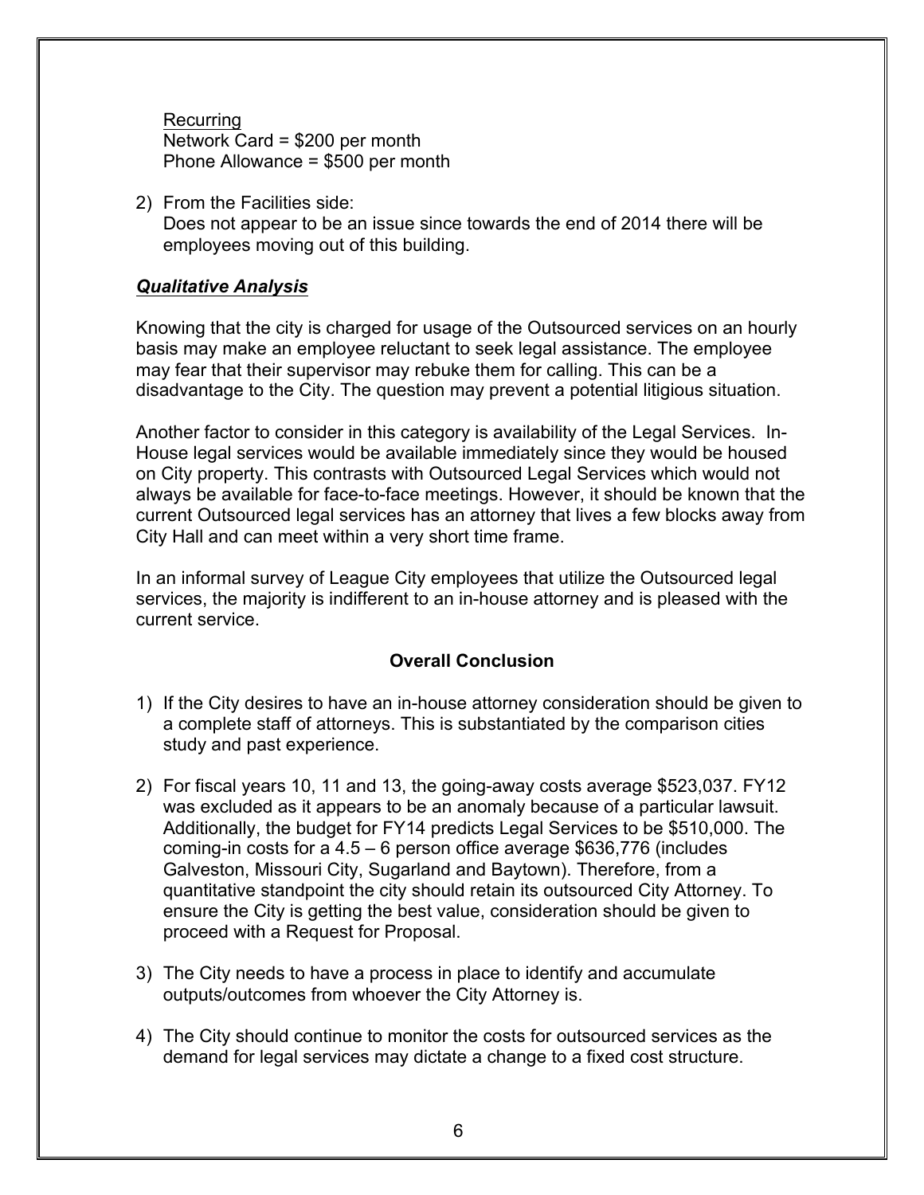Recurring
Network Card = $200 per month
Phone Allowance = $500 per month

2) From the Facilities side:
   Does not appear to be an issue since towards the end of 2014 there will be employees moving out of this building.

***Qualitative Analysis***

Knowing that the city is charged for usage of the Outsourced services on an hourly basis may make an employee reluctant to seek legal assistance. The employee may fear that their supervisor may rebuke them for calling. This can be a disadvantage to the City. The question may prevent a potential litigious situation.

Another factor to consider in this category is availability of the Legal Services. In-House legal services would be available immediately since they would be housed on City property. This contrasts with Outsourced Legal Services which would not always be available for face-to-face meetings. However, it should be known that the current Outsourced legal services has an attorney that lives a few blocks away from City Hall and can meet within a very short time frame.

In an informal survey of League City employees that utilize the Outsourced legal services, the majority is indifferent to an in-house attorney and is pleased with the current service.

**Overall Conclusion**

1) If the City desires to have an in-house attorney consideration should be given to a complete staff of attorneys. This is substantiated by the comparison cities study and past experience.

2) For fiscal years 10, 11 and 13, the going-away costs average $523,037. FY12 was excluded as it appears to be an anomaly because of a particular lawsuit. Additionally, the budget for FY14 predicts Legal Services to be $510,000. The coming-in costs for a 4.5 – 6 person office average $636,776 (includes Galveston, Missouri City, Sugarland and Baytown). Therefore, from a quantitative standpoint the city should retain its outsourced City Attorney. To ensure the City is getting the best value, consideration should be given to proceed with a Request for Proposal.

3) The City needs to have a process in place to identify and accumulate outputs/outcomes from whoever the City Attorney is.

4) The City should continue to monitor the costs for outsourced services as the demand for legal services may dictate a change to a fixed cost structure.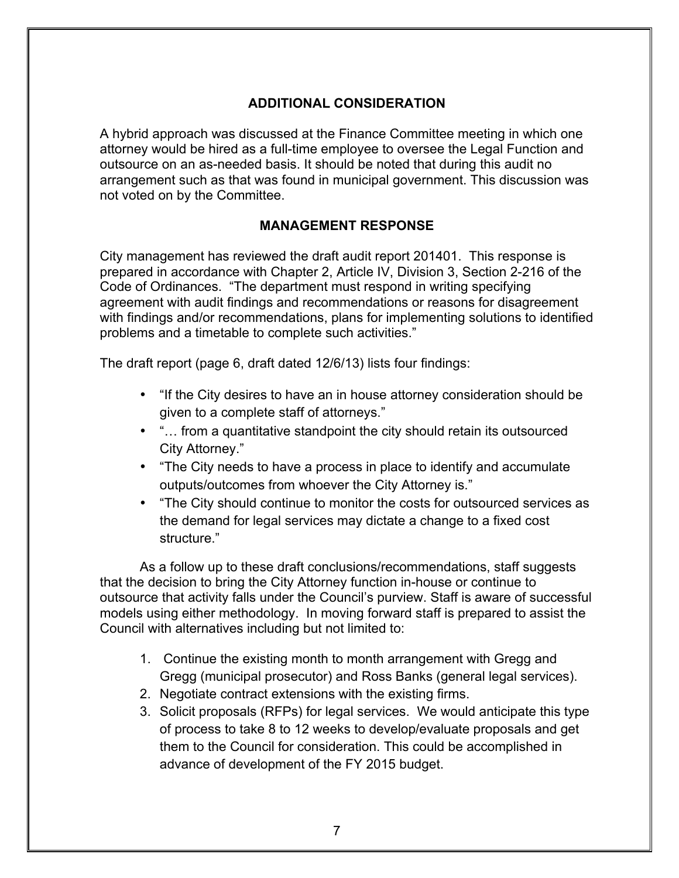## ADDITIONAL CONSIDERATION

A hybrid approach was discussed at the Finance Committee meeting in which one attorney would be hired as a full-time employee to oversee the Legal Function and outsource on an as-needed basis. It should be noted that during this audit no arrangement such as that was found in municipal government. This discussion was not voted on by the Committee.

## MANAGEMENT RESPONSE

City management has reviewed the draft audit report 201401. This response is prepared in accordance with Chapter 2, Article IV, Division 3, Section 2-216 of the Code of Ordinances. "The department must respond in writing specifying agreement with audit findings and recommendations or reasons for disagreement with findings and/or recommendations, plans for implementing solutions to identified problems and a timetable to complete such activities."

The draft report (page 6, draft dated 12/6/13) lists four findings:

- "If the City desires to have an in house attorney consideration should be given to a complete staff of attorneys."
- "… from a quantitative standpoint the city should retain its outsourced City Attorney."
- "The City needs to have a process in place to identify and accumulate outputs/outcomes from whoever the City Attorney is."
- "The City should continue to monitor the costs for outsourced services as the demand for legal services may dictate a change to a fixed cost structure."

As a follow up to these draft conclusions/recommendations, staff suggests that the decision to bring the City Attorney function in-house or continue to outsource that activity falls under the Council's purview. Staff is aware of successful models using either methodology. In moving forward staff is prepared to assist the Council with alternatives including but not limited to:

1. Continue the existing month to month arrangement with Gregg and Gregg (municipal prosecutor) and Ross Banks (general legal services).
2. Negotiate contract extensions with the existing firms.
3. Solicit proposals (RFPs) for legal services. We would anticipate this type of process to take 8 to 12 weeks to develop/evaluate proposals and get them to the Council for consideration. This could be accomplished in advance of development of the FY 2015 budget.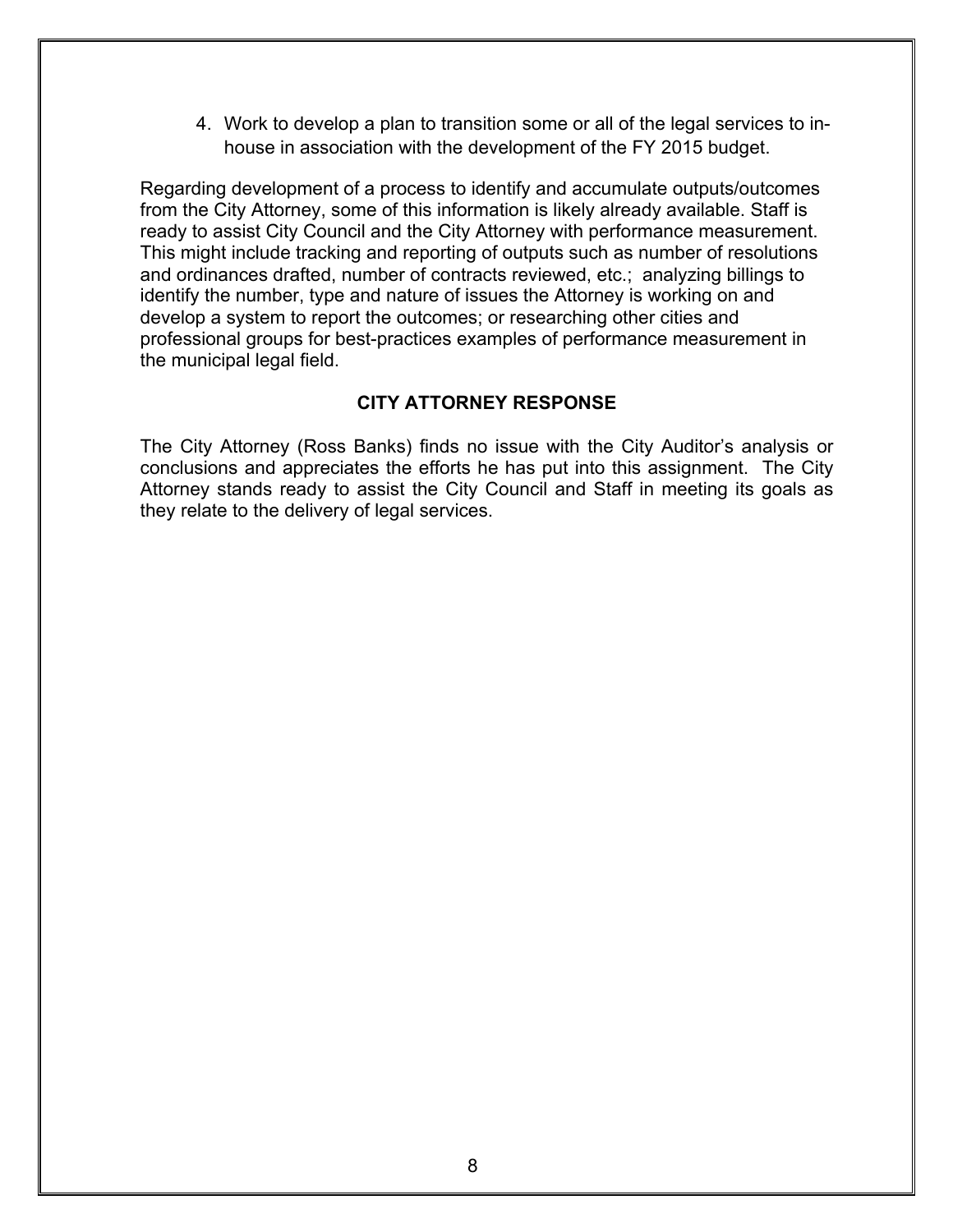4. Work to develop a plan to transition some or all of the legal services to in-house in association with the development of the FY 2015 budget.

Regarding development of a process to identify and accumulate outputs/outcomes from the City Attorney, some of this information is likely already available. Staff is ready to assist City Council and the City Attorney with performance measurement. This might include tracking and reporting of outputs such as number of resolutions and ordinances drafted, number of contracts reviewed, etc.; analyzing billings to identify the number, type and nature of issues the Attorney is working on and develop a system to report the outcomes; or researching other cities and professional groups for best-practices examples of performance measurement in the municipal legal field.

## CITY ATTORNEY RESPONSE

The City Attorney (Ross Banks) finds no issue with the City Auditor's analysis or conclusions and appreciates the efforts he has put into this assignment. The City Attorney stands ready to assist the City Council and Staff in meeting its goals as they relate to the delivery of legal services.